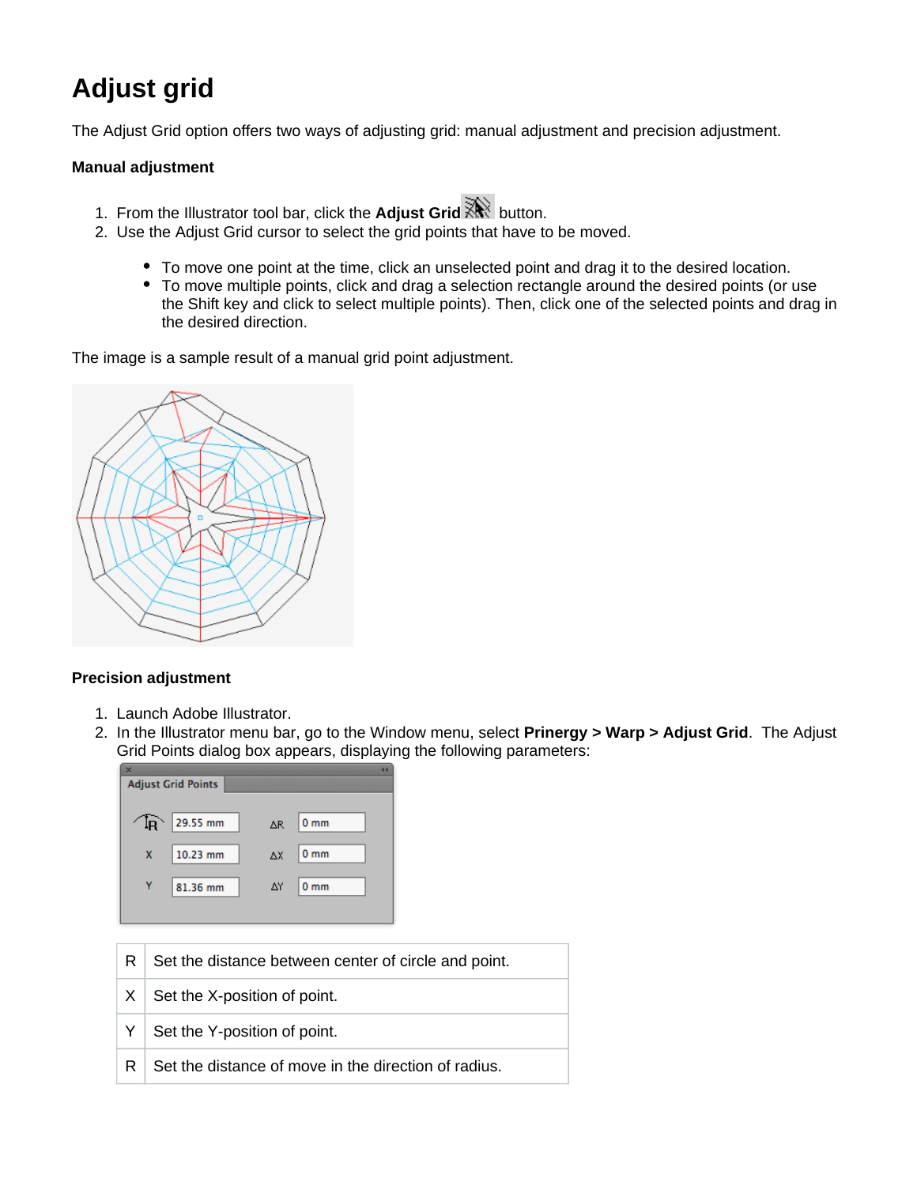# Adjust grid

The Adjust Grid option offers two ways of adjusting grid: manual adjustment and precision adjustment.

**Manual adjustment**

1. From the Illustrator tool bar, click the **Adjust Grid** button.
2. Use the Adjust Grid cursor to select the grid points that have to be moved.
   - To move one point at the time, click an unselected point and drag it to the desired location.
   - To move multiple points, click and drag a selection rectangle around the desired points (or use the Shift key and click to select multiple points). Then, click one of the selected points and drag in the desired direction.

The image is a sample result of a manual grid point adjustment.

**Precision adjustment**

1. Launch Adobe Illustrator.
2. In the Illustrator menu bar, go to the Window menu, select **Prinergy > Warp > Adjust Grid**. The Adjust Grid Points dialog box appears, displaying the following parameters:

| | |
|---|---|
| R | Set the distance between center of circle and point. |
| X | Set the X-position of point. |
| Y | Set the Y-position of point. |
| R | Set the distance of move in the direction of radius. |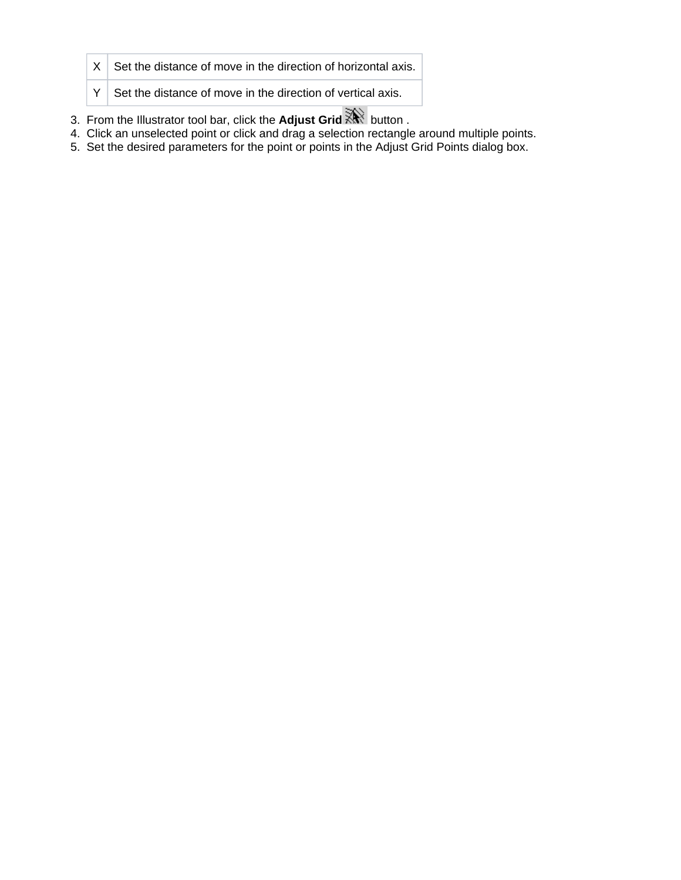| | |
|---|---|
| X | Set the distance of move in the direction of horizontal axis. |
| Y | Set the distance of move in the direction of vertical axis. |

3. From the Illustrator tool bar, click the **Adjust Grid** button .
4. Click an unselected point or click and drag a selection rectangle around multiple points.
5. Set the desired parameters for the point or points in the Adjust Grid Points dialog box.